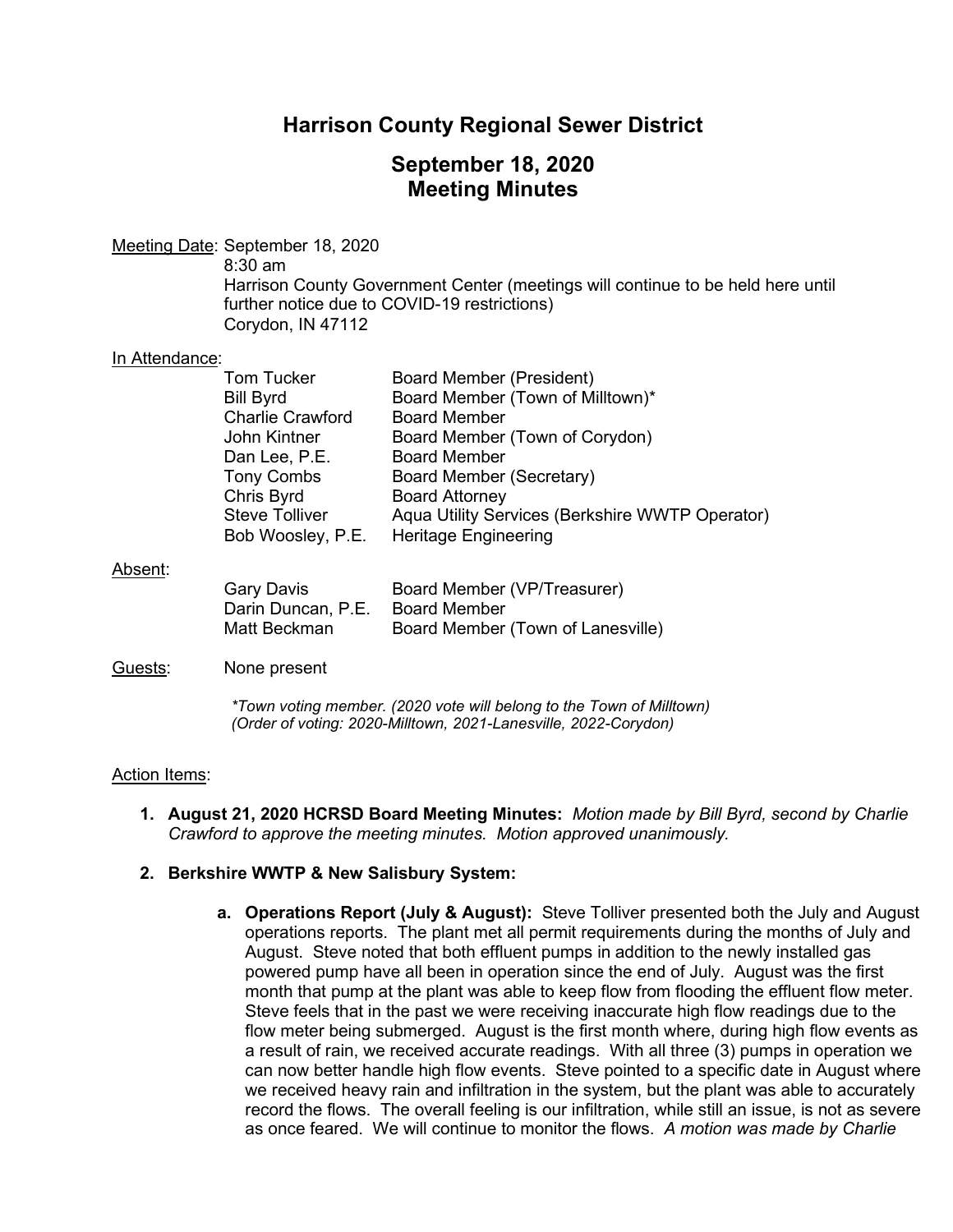# Harrison County Regional Sewer District

## September 18, 2020
## Meeting Minutes

Meeting Date: September 18, 2020
8:30 am
Harrison County Government Center (meetings will continue to be held here until further notice due to COVID-19 restrictions)
Corydon, IN 47112

In Attendance:

| | |
|---|---|
| Tom Tucker | Board Member (President) |
| Bill Byrd | Board Member (Town of Milltown)* |
| Charlie Crawford | Board Member |
| John Kintner | Board Member (Town of Corydon) |
| Dan Lee, P.E. | Board Member |
| Tony Combs | Board Member (Secretary) |
| Chris Byrd | Board Attorney |
| Steve Tolliver | Aqua Utility Services (Berkshire WWTP Operator) |
| Bob Woosley, P.E. | Heritage Engineering |

Absent:

| | |
|---|---|
| Gary Davis | Board Member (VP/Treasurer) |
| Darin Duncan, P.E. | Board Member |
| Matt Beckman | Board Member (Town of Lanesville) |

Guests: None present

*\*Town voting member. (2020 vote will belong to the Town of Milltown)*
*(Order of voting: 2020-Milltown, 2021-Lanesville, 2022-Corydon)*

Action Items:

1. **August 21, 2020 HCRSD Board Meeting Minutes:** *Motion made by Bill Byrd, second by Charlie Crawford to approve the meeting minutes. Motion approved unanimously.*

2. **Berkshire WWTP & New Salisbury System:**

   a. **Operations Report (July & August):** Steve Tolliver presented both the July and August operations reports. The plant met all permit requirements during the months of July and August. Steve noted that both effluent pumps in addition to the newly installed gas powered pump have all been in operation since the end of July. August was the first month that pump at the plant was able to keep flow from flooding the effluent flow meter. Steve feels that in the past we were receiving inaccurate high flow readings due to the flow meter being submerged. August is the first month where, during high flow events as a result of rain, we received accurate readings. With all three (3) pumps in operation we can now better handle high flow events. Steve pointed to a specific date in August where we received heavy rain and infiltration in the system, but the plant was able to accurately record the flows. The overall feeling is our infiltration, while still an issue, is not as severe as once feared. We will continue to monitor the flows. *A motion was made by Charlie*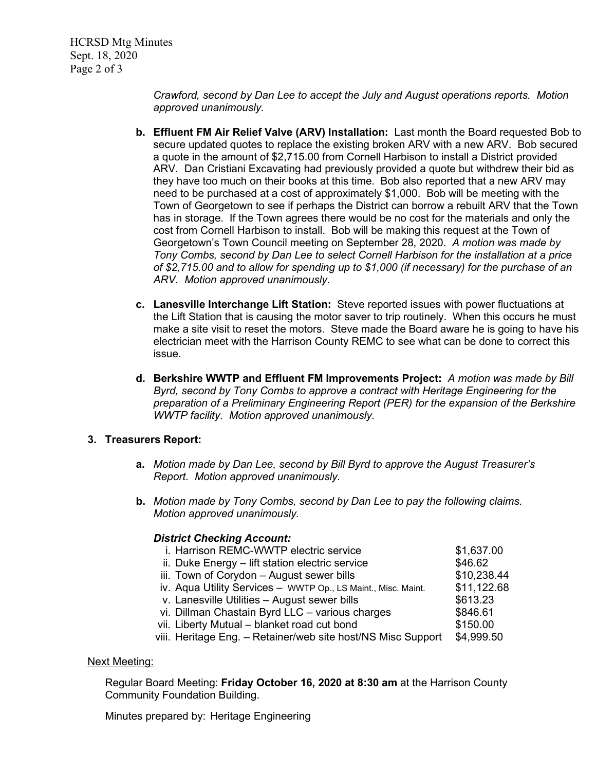*Crawford, second by Dan Lee to accept the July and August operations reports. Motion approved unanimously.*

b. **Effluent FM Air Relief Valve (ARV) Installation:** Last month the Board requested Bob to secure updated quotes to replace the existing broken ARV with a new ARV. Bob secured a quote in the amount of $2,715.00 from Cornell Harbison to install a District provided ARV. Dan Cristiani Excavating had previously provided a quote but withdrew their bid as they have too much on their books at this time. Bob also reported that a new ARV may need to be purchased at a cost of approximately $1,000. Bob will be meeting with the Town of Georgetown to see if perhaps the District can borrow a rebuilt ARV that the Town has in storage. If the Town agrees there would be no cost for the materials and only the cost from Cornell Harbison to install. Bob will be making this request at the Town of Georgetown's Town Council meeting on September 28, 2020. *A motion was made by Tony Combs, second by Dan Lee to select Cornell Harbison for the installation at a price of $2,715.00 and to allow for spending up to $1,000 (if necessary) for the purchase of an ARV. Motion approved unanimously.*

c. **Lanesville Interchange Lift Station:** Steve reported issues with power fluctuations at the Lift Station that is causing the motor saver to trip routinely. When this occurs he must make a site visit to reset the motors. Steve made the Board aware he is going to have his electrician meet with the Harrison County REMC to see what can be done to correct this issue.

d. **Berkshire WWTP and Effluent FM Improvements Project:** *A motion was made by Bill Byrd, second by Tony Combs to approve a contract with Heritage Engineering for the preparation of a Preliminary Engineering Report (PER) for the expansion of the Berkshire WWTP facility. Motion approved unanimously.*

**3. Treasurers Report:**

a. *Motion made by Dan Lee, second by Bill Byrd to approve the August Treasurer's Report. Motion approved unanimously.*

b. *Motion made by Tony Combs, second by Dan Lee to pay the following claims. Motion approved unanimously.*

***District Checking Account:***

| | |
|---|---|
| i. Harrison REMC-WWTP electric service | $1,637.00 |
| ii. Duke Energy – lift station electric service | $46.62 |
| iii. Town of Corydon – August sewer bills | $10,238.44 |
| iv. Aqua Utility Services – WWTP Op., LS Maint., Misc. Maint. | $11,122.68 |
| v. Lanesville Utilities – August sewer bills | $613.23 |
| vi. Dillman Chastain Byrd LLC – various charges | $846.61 |
| vii. Liberty Mutual – blanket road cut bond | $150.00 |
| viii. Heritage Eng. – Retainer/web site host/NS Misc Support | $4,999.50 |

Next Meeting:

Regular Board Meeting: **Friday October 16, 2020 at 8:30 am** at the Harrison County Community Foundation Building.

Minutes prepared by: Heritage Engineering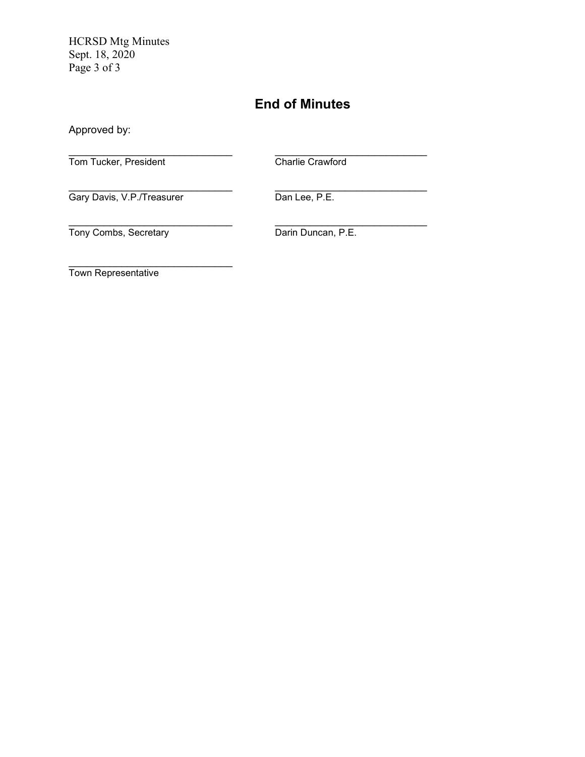## End of Minutes

Approved by:

| | |
|---|---|
| ______________________________ | ______________________________ |
| Tom Tucker, President | Charlie Crawford |
| ______________________________ | ______________________________ |
| Gary Davis, V.P./Treasurer | Dan Lee, P.E. |
| ______________________________ | ______________________________ |
| Tony Combs, Secretary | Darin Duncan, P.E. |
| ______________________________ | |
| Town Representative | |